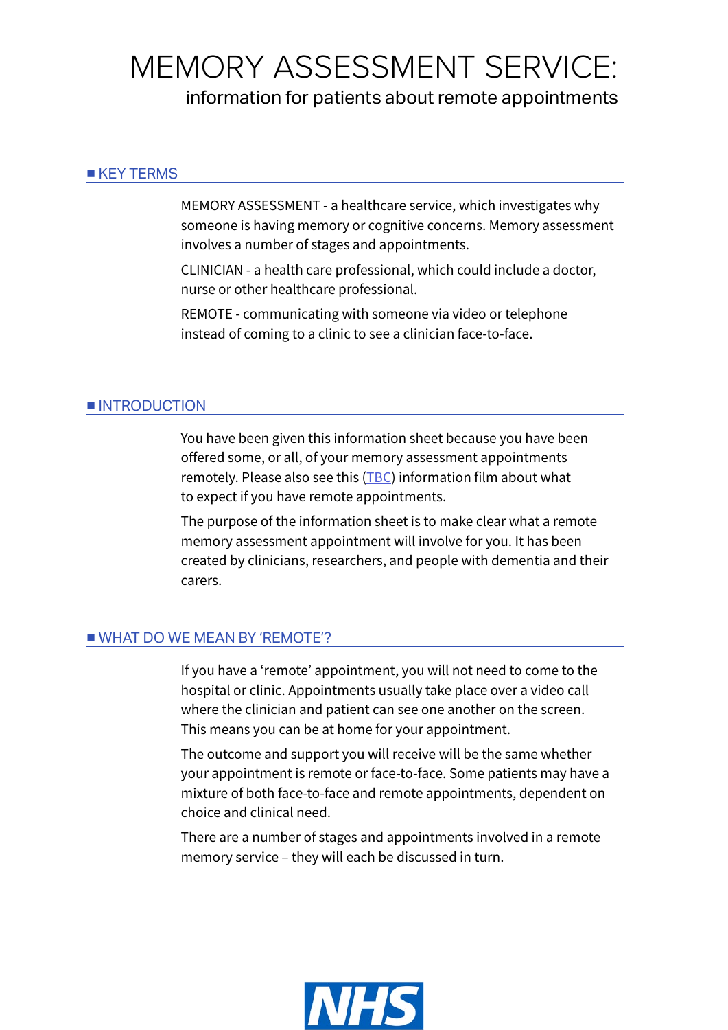# MEMORY ASSESSMENT SERVICE:

information for patients about remote appointments

## KEY TERMS

MEMORY ASSESSMENT - a healthcare service, which investigates why someone is having memory or cognitive concerns. Memory assessment involves a number of stages and appointments.

CLINICIAN - a health care professional, which could include a doctor, nurse or other healthcare professional.

REMOTE - communicating with someone via video or telephone instead of coming to a clinic to see a clinician face-to-face.

## INTRODUCTION

You have been given this information sheet because you have been offered some, or all, of your memory assessment appointments remotely. Please also see this (TBC) information film about what to expect if you have remote appointments.

The purpose of the information sheet is to make clear what a remote memory assessment appointment will involve for you. It has been created by clinicians, researchers, and people with dementia and their carers.

## WHAT DO WE MEAN BY 'REMOTE'?

If you have a 'remote' appointment, you will not need to come to the hospital or clinic. Appointments usually take place over a video call where the clinician and patient can see one another on the screen. This means you can be at home for your appointment.

The outcome and support you will receive will be the same whether your appointment is remote or face-to-face. Some patients may have a mixture of both face-to-face and remote appointments, dependent on choice and clinical need.

There are a number of stages and appointments involved in a remote memory service – they will each be discussed in turn.

NHS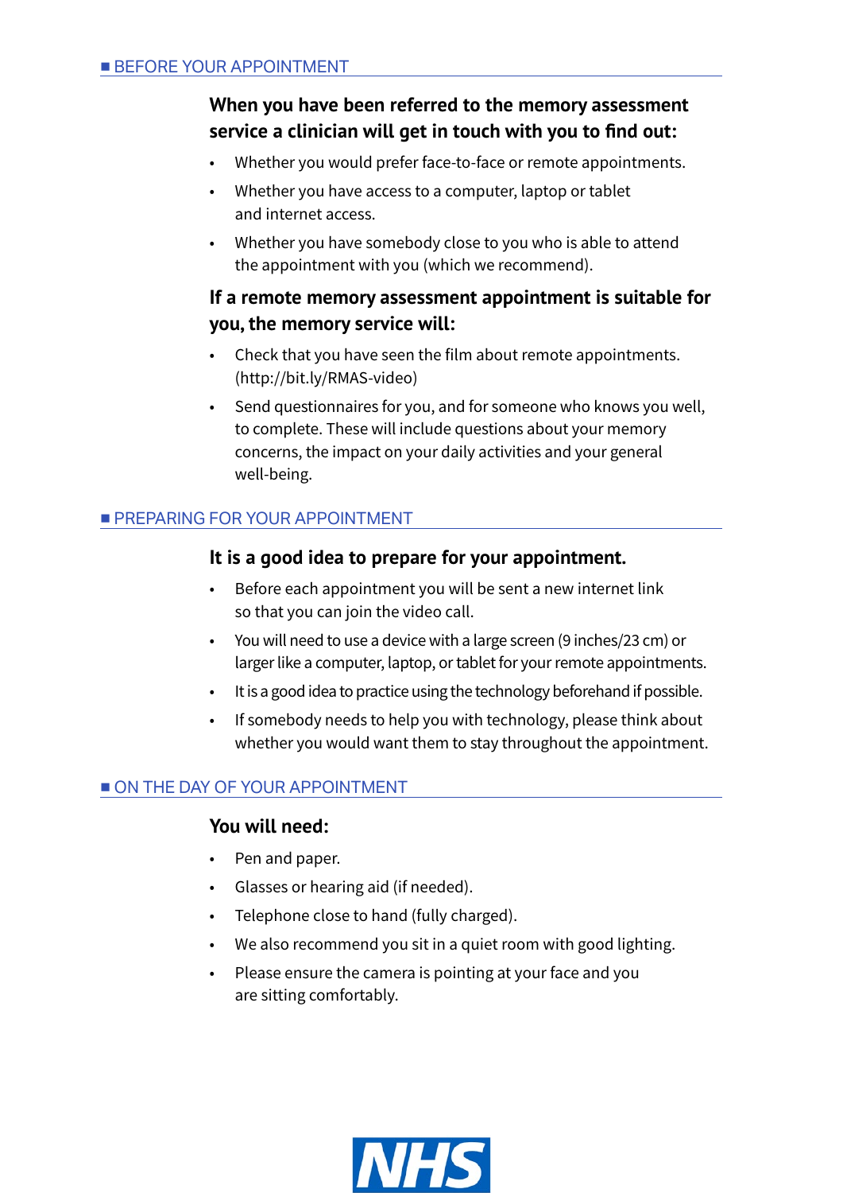## BEFORE YOUR APPOINTMENT

**When you have been referred to the memory assessment service a clinician will get in touch with you to find out:**

- Whether you would prefer face-to-face or remote appointments.
- Whether you have access to a computer, laptop or tablet and internet access.
- Whether you have somebody close to you who is able to attend the appointment with you (which we recommend).

**If a remote memory assessment appointment is suitable for you, the memory service will:**

- Check that you have seen the film about remote appointments. (http://bit.ly/RMAS-video)
- Send questionnaires for you, and for someone who knows you well, to complete. These will include questions about your memory concerns, the impact on your daily activities and your general well-being.

## PREPARING FOR YOUR APPOINTMENT

**It is a good idea to prepare for your appointment.**

- Before each appointment you will be sent a new internet link so that you can join the video call.
- You will need to use a device with a large screen (9 inches/23 cm) or larger like a computer, laptop, or tablet for your remote appointments.
- It is a good idea to practice using the technology beforehand if possible.
- If somebody needs to help you with technology, please think about whether you would want them to stay throughout the appointment.

## ON THE DAY OF YOUR APPOINTMENT

**You will need:**

- Pen and paper.
- Glasses or hearing aid (if needed).
- Telephone close to hand (fully charged).
- We also recommend you sit in a quiet room with good lighting.
- Please ensure the camera is pointing at your face and you are sitting comfortably.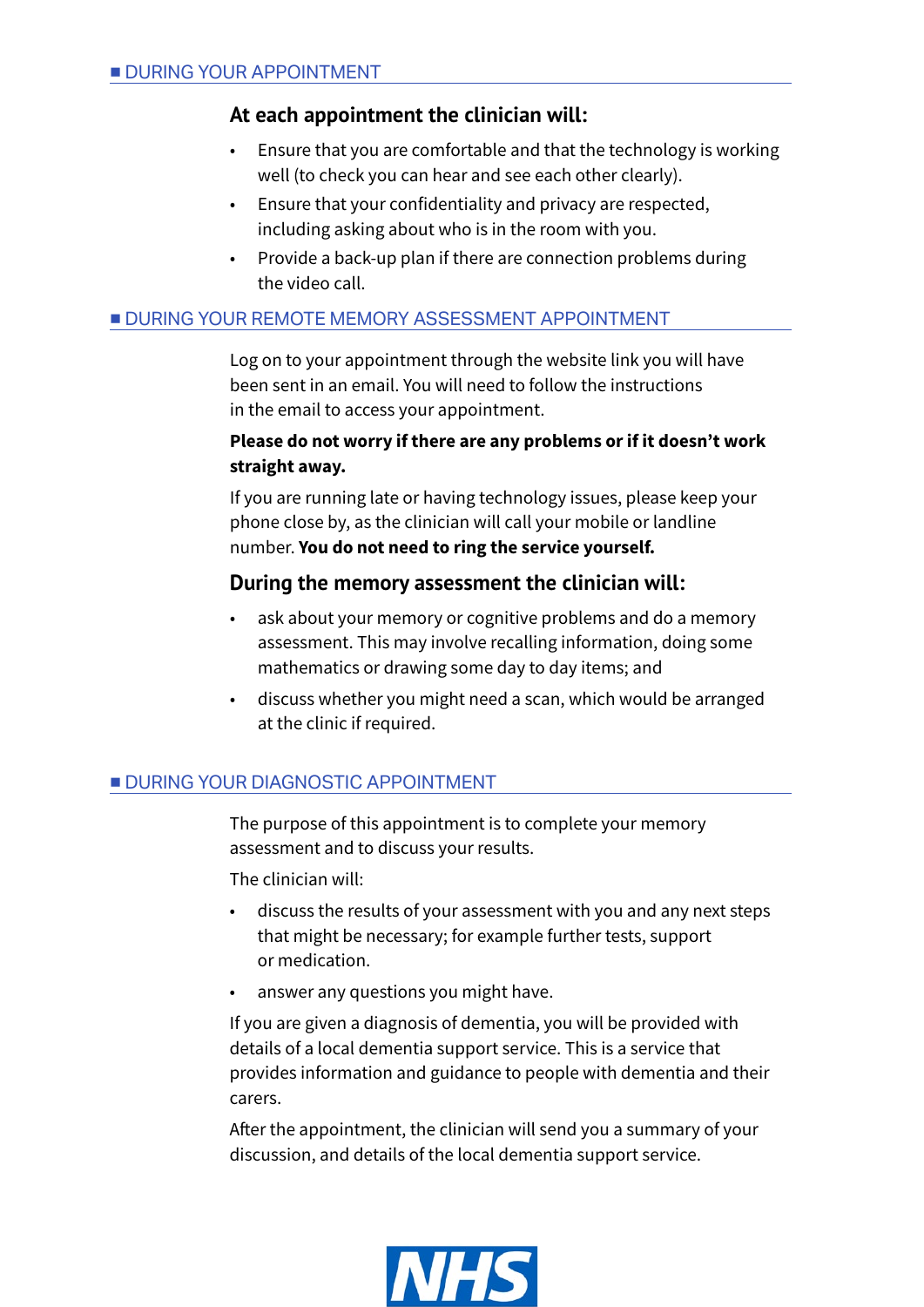## DURING YOUR APPOINTMENT

### At each appointment the clinician will:

- Ensure that you are comfortable and that the technology is working well (to check you can hear and see each other clearly).
- Ensure that your confidentiality and privacy are respected, including asking about who is in the room with you.
- Provide a back-up plan if there are connection problems during the video call.

## DURING YOUR REMOTE MEMORY ASSESSMENT APPOINTMENT

Log on to your appointment through the website link you will have been sent in an email. You will need to follow the instructions in the email to access your appointment.

**Please do not worry if there are any problems or if it doesn't work straight away.**

If you are running late or having technology issues, please keep your phone close by, as the clinician will call your mobile or landline number. **You do not need to ring the service yourself.**

### During the memory assessment the clinician will:

- ask about your memory or cognitive problems and do a memory assessment. This may involve recalling information, doing some mathematics or drawing some day to day items; and
- discuss whether you might need a scan, which would be arranged at the clinic if required.

## DURING YOUR DIAGNOSTIC APPOINTMENT

The purpose of this appointment is to complete your memory assessment and to discuss your results.

The clinician will:

- discuss the results of your assessment with you and any next steps that might be necessary; for example further tests, support or medication.
- answer any questions you might have.

If you are given a diagnosis of dementia, you will be provided with details of a local dementia support service. This is a service that provides information and guidance to people with dementia and their carers.

After the appointment, the clinician will send you a summary of your discussion, and details of the local dementia support service.

NHS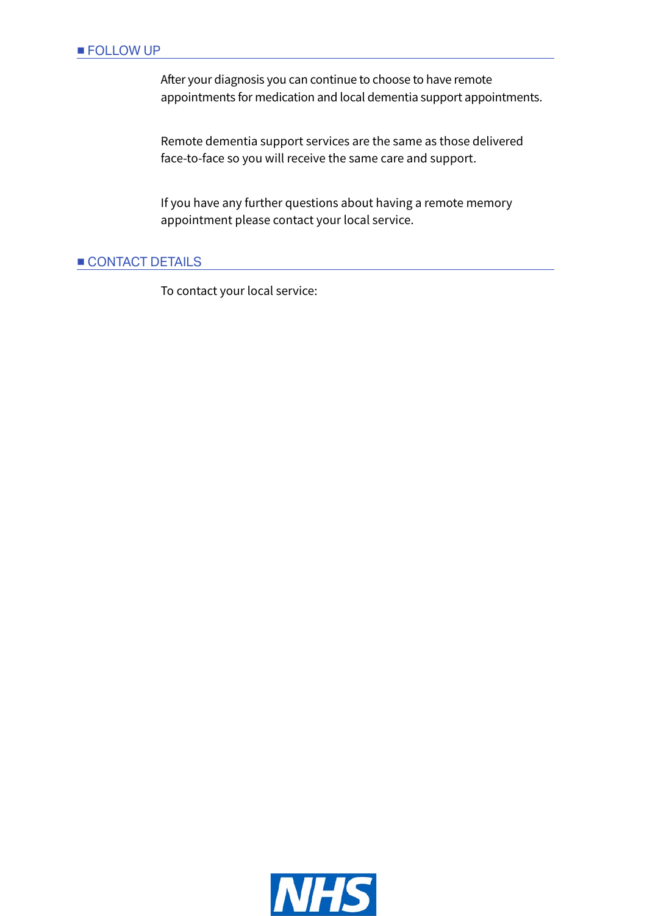## FOLLOW UP

After your diagnosis you can continue to choose to have remote appointments for medication and local dementia support appointments.

Remote dementia support services are the same as those delivered face-to-face so you will receive the same care and support.

If you have any further questions about having a remote memory appointment please contact your local service.

## CONTACT DETAILS

To contact your local service: